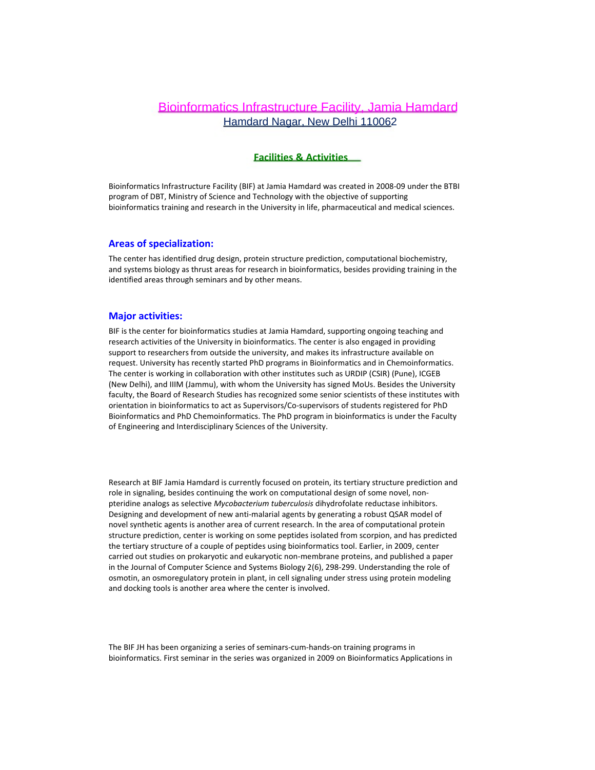# Bioinformatics Infrastructure Facility, Jamia Hamdard

Hamdard Nagar, New Delhi 110062

## Facilities & Activities

Bioinformatics Infrastructure Facility (BIF) at Jamia Hamdard was created in 2008-09 under the BTBI program of DBT, Ministry of Science and Technology with the objective of supporting bioinformatics training and research in the University in life, pharmaceutical and medical sciences.

### Areas of specialization:

The center has identified drug design, protein structure prediction, computational biochemistry, and systems biology as thrust areas for research in bioinformatics, besides providing training in the identified areas through seminars and by other means.

### Major activities:

BIF is the center for bioinformatics studies at Jamia Hamdard, supporting ongoing teaching and research activities of the University in bioinformatics. The center is also engaged in providing support to researchers from outside the university, and makes its infrastructure available on request. University has recently started PhD programs in Bioinformatics and in Chemoinformatics. The center is working in collaboration with other institutes such as URDIP (CSIR) (Pune), ICGEB (New Delhi), and IIIM (Jammu), with whom the University has signed MoUs. Besides the University faculty, the Board of Research Studies has recognized some senior scientists of these institutes with orientation in bioinformatics to act as Supervisors/Co-supervisors of students registered for PhD Bioinformatics and PhD Chemoinformatics. The PhD program in bioinformatics is under the Faculty of Engineering and Interdisciplinary Sciences of the University.

Research at BIF Jamia Hamdard is currently focused on protein, its tertiary structure prediction and role in signaling, besides continuing the work on computational design of some novel, non-pteridine analogs as selective *Mycobacterium tuberculosis* dihydrofolate reductase inhibitors. Designing and development of new anti-malarial agents by generating a robust QSAR model of novel synthetic agents is another area of current research. In the area of computational protein structure prediction, center is working on some peptides isolated from scorpion, and has predicted the tertiary structure of a couple of peptides using bioinformatics tool. Earlier, in 2009, center carried out studies on prokaryotic and eukaryotic non-membrane proteins, and published a paper in the Journal of Computer Science and Systems Biology 2(6), 298-299. Understanding the role of osmotin, an osmoregulatory protein in plant, in cell signaling under stress using protein modeling and docking tools is another area where the center is involved.

The BIF JH has been organizing a series of seminars-cum-hands-on training programs in bioinformatics. First seminar in the series was organized in 2009 on Bioinformatics Applications in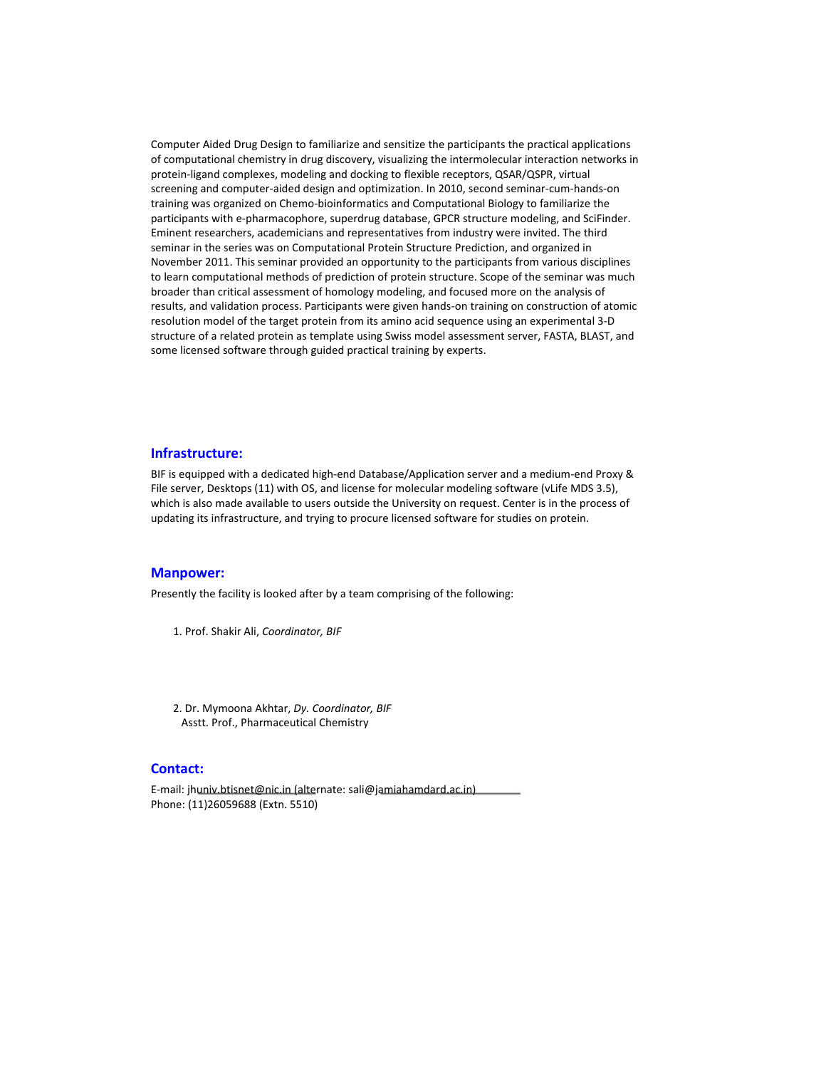Computer Aided Drug Design to familiarize and sensitize the participants the practical applications of computational chemistry in drug discovery, visualizing the intermolecular interaction networks in protein-ligand complexes, modeling and docking to flexible receptors, QSAR/QSPR, virtual screening and computer-aided design and optimization. In 2010, second seminar-cum-hands-on training was organized on Chemo-bioinformatics and Computational Biology to familiarize the participants with e-pharmacophore, superdrug database, GPCR structure modeling, and SciFinder. Eminent researchers, academicians and representatives from industry were invited. The third seminar in the series was on Computational Protein Structure Prediction, and organized in November 2011. This seminar provided an opportunity to the participants from various disciplines to learn computational methods of prediction of protein structure. Scope of the seminar was much broader than critical assessment of homology modeling, and focused more on the analysis of results, and validation process. Participants were given hands-on training on construction of atomic resolution model of the target protein from its amino acid sequence using an experimental 3-D structure of a related protein as template using Swiss model assessment server, FASTA, BLAST, and some licensed software through guided practical training by experts.

## Infrastructure:

BIF is equipped with a dedicated high-end Database/Application server and a medium-end Proxy & File server, Desktops (11) with OS, and license for molecular modeling software (vLife MDS 3.5), which is also made available to users outside the University on request. Center is in the process of updating its infrastructure, and trying to procure licensed software for studies on protein.

## Manpower:

Presently the facility is looked after by a team comprising of the following:

1. Prof. Shakir Ali, *Coordinator, BIF*

2. Dr. Mymoona Akhtar, *Dy. Coordinator, BIF*
   Asstt. Prof., Pharmaceutical Chemistry

## Contact:

E-mail: jhuniv.btisnet@nic.in (alternate: sali@jamiahamdard.ac.in)
Phone: (11)26059688 (Extn. 5510)